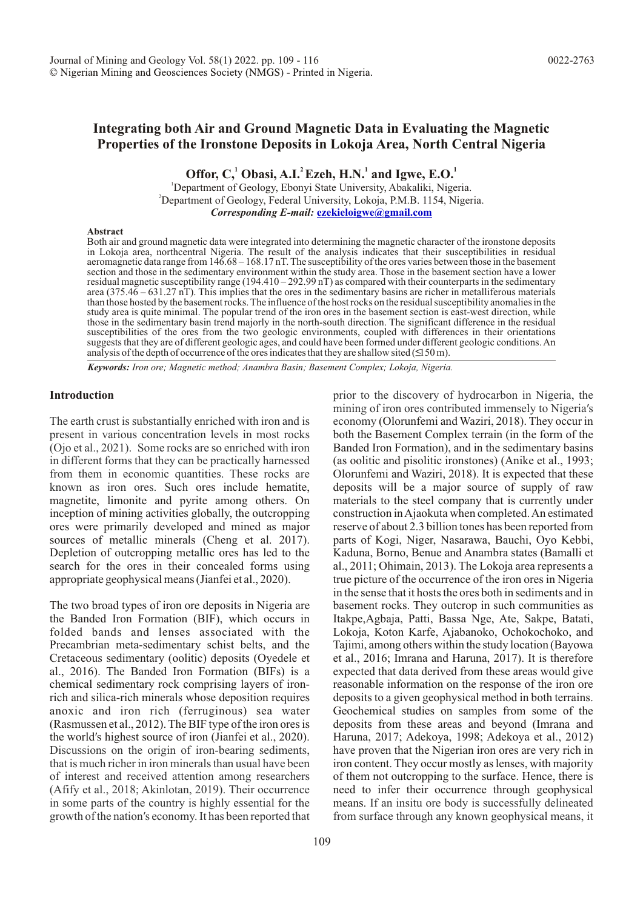# Integrating both Air and Ground Magnetic Data in Evaluating the Magnetic Properties of the Ironstone Deposits in Lokoja Area, North Central Nigeria

**Offor, C,[1] Obasi, A.I.[2] Ezeh, H.N.[1] and Igwe, E.O.[1]**

[1]Department of Geology, Ebonyi State University, Abakaliki, Nigeria.
[2]Department of Geology, Federal University, Lokoja, P.M.B. 1154, Nigeria.
***Corresponding E-mail:*** **ezekieloigwe@gmail.com**

#### Abstract

Both air and ground magnetic data were integrated into determining the magnetic character of the ironstone deposits in Lokoja area, northcentral Nigeria. The result of the analysis indicates that their susceptibilities in residual aeromagnetic data range from 146.68 – 168.17 nT. The susceptibility of the ores varies between those in the basement section and those in the sedimentary environment within the study area. Those in the basement section have a lower residual magnetic susceptibility range (194.410 – 292.99 nT) as compared with their counterparts in the sedimentary area (375.46 – 631.27 nT). This implies that the ores in the sedimentary basins are richer in metalliferous materials than those hosted by the basement rocks. The influence of the host rocks on the residual susceptibility anomalies in the study area is quite minimal. The popular trend of the iron ores in the basement section is east-west direction, while those in the sedimentary basin trend majorly in the north-south direction. The significant difference in the residual susceptibilities of the ores from the two geologic environments, coupled with differences in their orientations suggests that they are of different geologic ages, and could have been formed under different geologic conditions. An analysis of the depth of occurrence of the ores indicates that they are shallow sited (≤150 m).

***Keywords:*** *Iron ore; Magnetic method; Anambra Basin; Basement Complex; Lokoja, Nigeria.*

## Introduction

The earth crust is substantially enriched with iron and is present in various concentration levels in most rocks (Ojo et al., 2021). Some rocks are so enriched with iron in different forms that they can be practically harnessed from them in economic quantities. These rocks are known as iron ores. Such ores include hematite, magnetite, limonite and pyrite among others. On inception of mining activities globally, the outcropping ores were primarily developed and mined as major sources of metallic minerals (Cheng et al. 2017). Depletion of outcropping metallic ores has led to the search for the ores in their concealed forms using appropriate geophysical means (Jianfei et al., 2020).

The two broad types of iron ore deposits in Nigeria are the Banded Iron Formation (BIF), which occurs in folded bands and lenses associated with the Precambrian meta-sedimentary schist belts, and the Cretaceous sedimentary (oolitic) deposits (Oyedele et al., 2016). The Banded Iron Formation (BIFs) is a chemical sedimentary rock comprising layers of iron-rich and silica-rich minerals whose deposition requires anoxic and iron rich (ferruginous) sea water (Rasmussen et al., 2012). The BIF type of the iron ores is the world′s highest source of iron (Jianfei et al., 2020). Discussions on the origin of iron-bearing sediments, that is much richer in iron minerals than usual have been of interest and received attention among researchers (Afify et al., 2018; Akinlotan, 2019). Their occurrence in some parts of the country is highly essential for the growth of the nation′s economy. It has been reported that prior to the discovery of hydrocarbon in Nigeria, the mining of iron ores contributed immensely to Nigeria′s economy (Olorunfemi and Waziri, 2018). They occur in both the Basement Complex terrain (in the form of the Banded Iron Formation), and in the sedimentary basins (as oolitic and pisolitic ironstones) (Anike et al., 1993; Olorunfemi and Waziri, 2018). It is expected that these deposits will be a major source of supply of raw materials to the steel company that is currently under construction in Ajaokuta when completed. An estimated reserve of about 2.3 billion tones has been reported from parts of Kogi, Niger, Nasarawa, Bauchi, Oyo Kebbi, Kaduna, Borno, Benue and Anambra states (Bamalli et al., 2011; Ohimain, 2013). The Lokoja area represents a true picture of the occurrence of the iron ores in Nigeria in the sense that it hosts the ores both in sediments and in basement rocks. They outcrop in such communities as Itakpe,Agbaja, Patti, Bassa Nge, Ate, Sakpe, Batati, Lokoja, Koton Karfe, Ajabanoko, Ochokochoko, and Tajimi, among others within the study location (Bayowa et al., 2016; Imrana and Haruna, 2017). It is therefore expected that data derived from these areas would give reasonable information on the response of the iron ore deposits to a given geophysical method in both terrains. Geochemical studies on samples from some of the deposits from these areas and beyond (Imrana and Haruna, 2017; Adekoya, 1998; Adekoya et al., 2012) have proven that the Nigerian iron ores are very rich in iron content. They occur mostly as lenses, with majority of them not outcropping to the surface. Hence, there is need to infer their occurrence through geophysical means. If an insitu ore body is successfully delineated from surface through any known geophysical means, it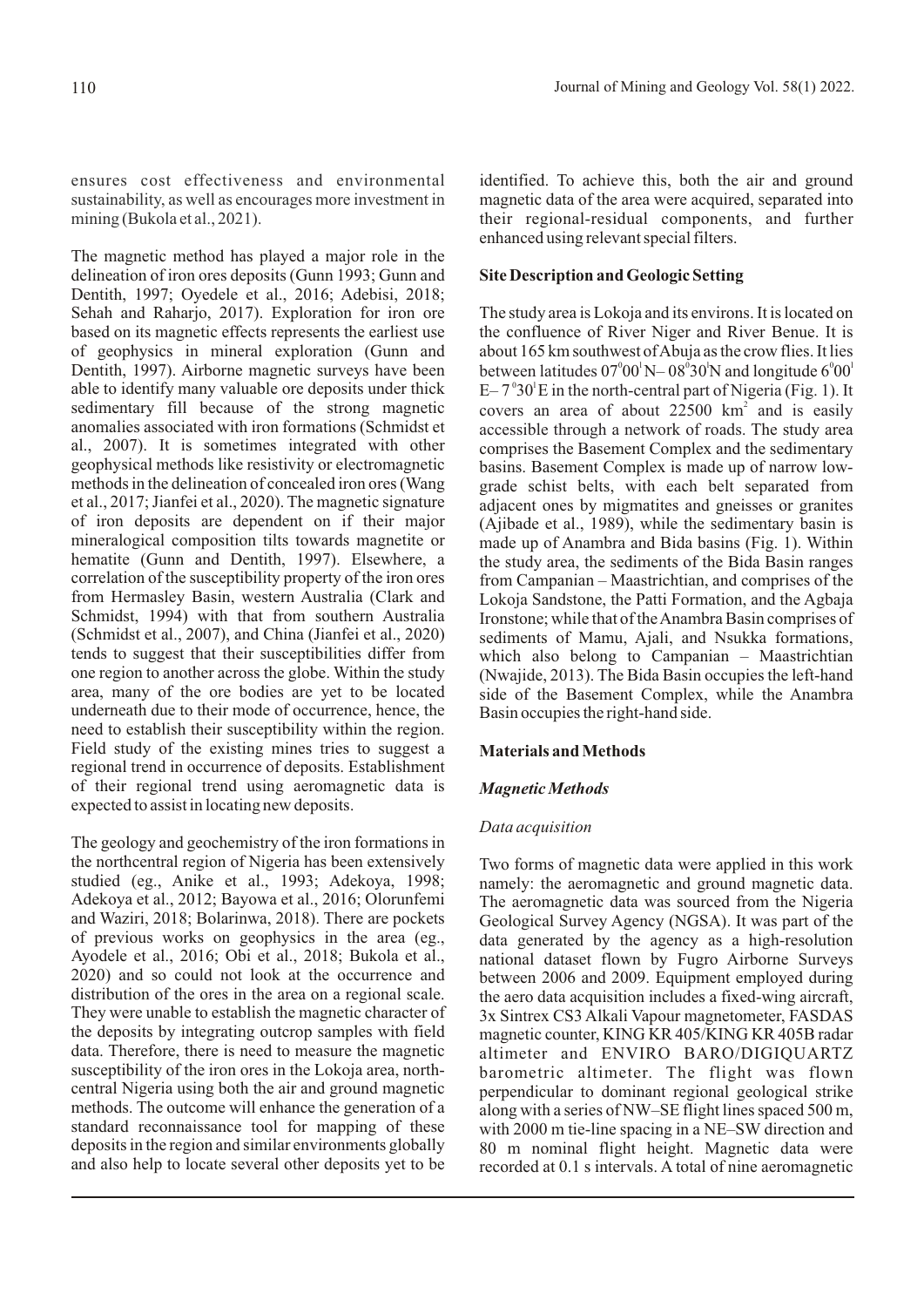ensures cost effectiveness and environmental sustainability, as well as encourages more investment in mining (Bukola et al., 2021).

The magnetic method has played a major role in the delineation of iron ores deposits (Gunn 1993; Gunn and Dentith, 1997; Oyedele et al., 2016; Adebisi, 2018; Sehah and Raharjo, 2017). Exploration for iron ore based on its magnetic effects represents the earliest use of geophysics in mineral exploration (Gunn and Dentith, 1997). Airborne magnetic surveys have been able to identify many valuable ore deposits under thick sedimentary fill because of the strong magnetic anomalies associated with iron formations (Schmidst et al., 2007). It is sometimes integrated with other geophysical methods like resistivity or electromagnetic methods in the delineation of concealed iron ores (Wang et al., 2017; Jianfei et al., 2020). The magnetic signature of iron deposits are dependent on if their major mineralogical composition tilts towards magnetite or hematite (Gunn and Dentith, 1997). Elsewhere, a correlation of the susceptibility property of the iron ores from Hermasley Basin, western Australia (Clark and Schmidst, 1994) with that from southern Australia (Schmidst et al., 2007), and China (Jianfei et al., 2020) tends to suggest that their susceptibilities differ from one region to another across the globe. Within the study area, many of the ore bodies are yet to be located underneath due to their mode of occurrence, hence, the need to establish their susceptibility within the region. Field study of the existing mines tries to suggest a regional trend in occurrence of deposits. Establishment of their regional trend using aeromagnetic data is expected to assist in locating new deposits.

The geology and geochemistry of the iron formations in the northcentral region of Nigeria has been extensively studied (eg., Anike et al., 1993; Adekoya, 1998; Adekoya et al., 2012; Bayowa et al., 2016; Olorunfemi and Waziri, 2018; Bolarinwa, 2018). There are pockets of previous works on geophysics in the area (eg., Ayodele et al., 2016; Obi et al., 2018; Bukola et al., 2020) and so could not look at the occurrence and distribution of the ores in the area on a regional scale. They were unable to establish the magnetic character of the deposits by integrating outcrop samples with field data. Therefore, there is need to measure the magnetic susceptibility of the iron ores in the Lokoja area, north-central Nigeria using both the air and ground magnetic methods. The outcome will enhance the generation of a standard reconnaissance tool for mapping of these deposits in the region and similar environments globally and also help to locate several other deposits yet to be identified. To achieve this, both the air and ground magnetic data of the area were acquired, separated into their regional-residual components, and further enhanced using relevant special filters.

## Site Description and Geologic Setting

The study area is Lokoja and its environs. It is located on the confluence of River Niger and River Benue. It is about 165 km southwest of Abuja as the crow flies. It lies between latitudes $07^{0}00^{I}$N– $08^{0}30^{I}$N and longitude $6^{0}00^{I}$ E– $7^{0}30^{I}$E in the north-central part of Nigeria (Fig. 1). It covers an area of about 22500 km$^{2}$ and is easily accessible through a network of roads. The study area comprises the Basement Complex and the sedimentary basins. Basement Complex is made up of narrow low-grade schist belts, with each belt separated from adjacent ones by migmatites and gneisses or granites (Ajibade et al., 1989), while the sedimentary basin is made up of Anambra and Bida basins (Fig. 1). Within the study area, the sediments of the Bida Basin ranges from Campanian – Maastrichtian, and comprises of the Lokoja Sandstone, the Patti Formation, and the Agbaja Ironstone; while that of the Anambra Basin comprises of sediments of Mamu, Ajali, and Nsukka formations, which also belong to Campanian – Maastrichtian (Nwajide, 2013). The Bida Basin occupies the left-hand side of the Basement Complex, while the Anambra Basin occupies the right-hand side.

## Materials and Methods

### *Magnetic Methods*

#### *Data acquisition*

Two forms of magnetic data were applied in this work namely: the aeromagnetic and ground magnetic data. The aeromagnetic data was sourced from the Nigeria Geological Survey Agency (NGSA). It was part of the data generated by the agency as a high-resolution national dataset flown by Fugro Airborne Surveys between 2006 and 2009. Equipment employed during the aero data acquisition includes a fixed-wing aircraft, 3x Sintrex CS3 Alkali Vapour magnetometer, FASDAS magnetic counter, KING KR 405/KING KR 405B radar altimeter and ENVIRO BARO/DIGIQUARTZ barometric altimeter. The flight was flown perpendicular to dominant regional geological strike along with a series of NW–SE flight lines spaced 500 m, with 2000 m tie-line spacing in a NE–SW direction and 80 m nominal flight height. Magnetic data were recorded at 0.1 s intervals. A total of nine aeromagnetic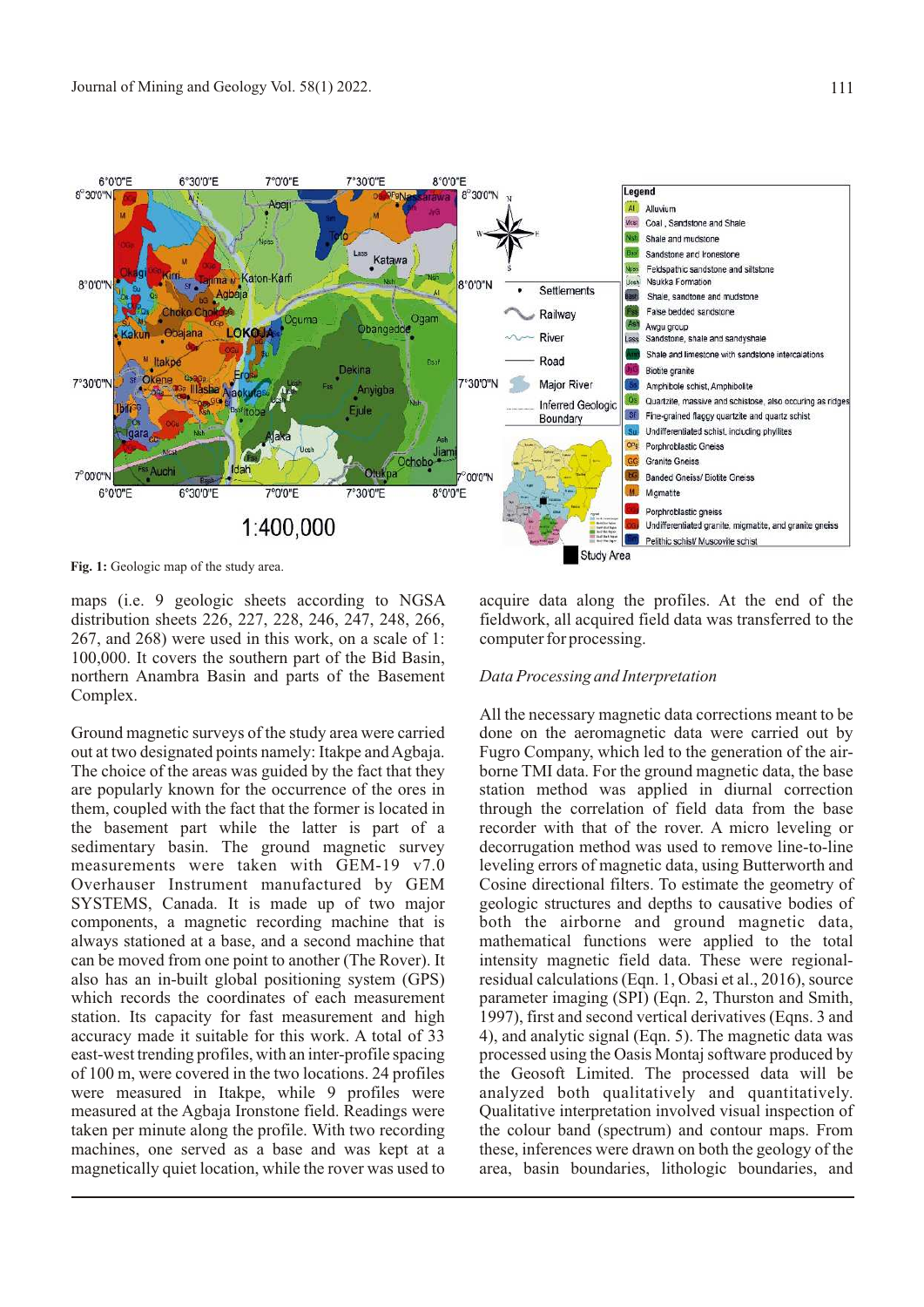Fig. 1: Geologic map of the study area.

maps (i.e. 9 geologic sheets according to NGSA distribution sheets 226, 227, 228, 246, 247, 248, 266, 267, and 268) were used in this work, on a scale of 1: 100,000. It covers the southern part of the Bid Basin, northern Anambra Basin and parts of the Basement Complex.

Ground magnetic surveys of the study area were carried out at two designated points namely: Itakpe and Agbaja. The choice of the areas was guided by the fact that they are popularly known for the occurrence of the ores in them, coupled with the fact that the former is located in the basement part while the latter is part of a sedimentary basin. The ground magnetic survey measurements were taken with GEM-19 v7.0 Overhauser Instrument manufactured by GEM SYSTEMS, Canada. It is made up of two major components, a magnetic recording machine that is always stationed at a base, and a second machine that can be moved from one point to another (The Rover). It also has an in-built global positioning system (GPS) which records the coordinates of each measurement station. Its capacity for fast measurement and high accuracy made it suitable for this work. A total of 33 east-west trending profiles, with an inter-profile spacing of 100 m, were covered in the two locations. 24 profiles were measured in Itakpe, while 9 profiles were measured at the Agbaja Ironstone field. Readings were taken per minute along the profile. With two recording machines, one served as a base and was kept at a magnetically quiet location, while the rover was used to acquire data along the profiles. At the end of the fieldwork, all acquired field data was transferred to the computer for processing.

*Data Processing and Interpretation*

All the necessary magnetic data corrections meant to be done on the aeromagnetic data were carried out by Fugro Company, which led to the generation of the air-borne TMI data. For the ground magnetic data, the base station method was applied in diurnal correction through the correlation of field data from the base recorder with that of the rover. A micro leveling or decorrugation method was used to remove line-to-line leveling errors of magnetic data, using Butterworth and Cosine directional filters. To estimate the geometry of geologic structures and depths to causative bodies of both the airborne and ground magnetic data, mathematical functions were applied to the total intensity magnetic field data. These were regional-residual calculations (Eqn. 1, Obasi et al., 2016), source parameter imaging (SPI) (Eqn. 2, Thurston and Smith, 1997), first and second vertical derivatives (Eqns. 3 and 4), and analytic signal (Eqn. 5). The magnetic data was processed using the Oasis Montaj software produced by the Geosoft Limited. The processed data will be analyzed both qualitatively and quantitatively. Qualitative interpretation involved visual inspection of the colour band (spectrum) and contour maps. From these, inferences were drawn on both the geology of the area, basin boundaries, lithologic boundaries, and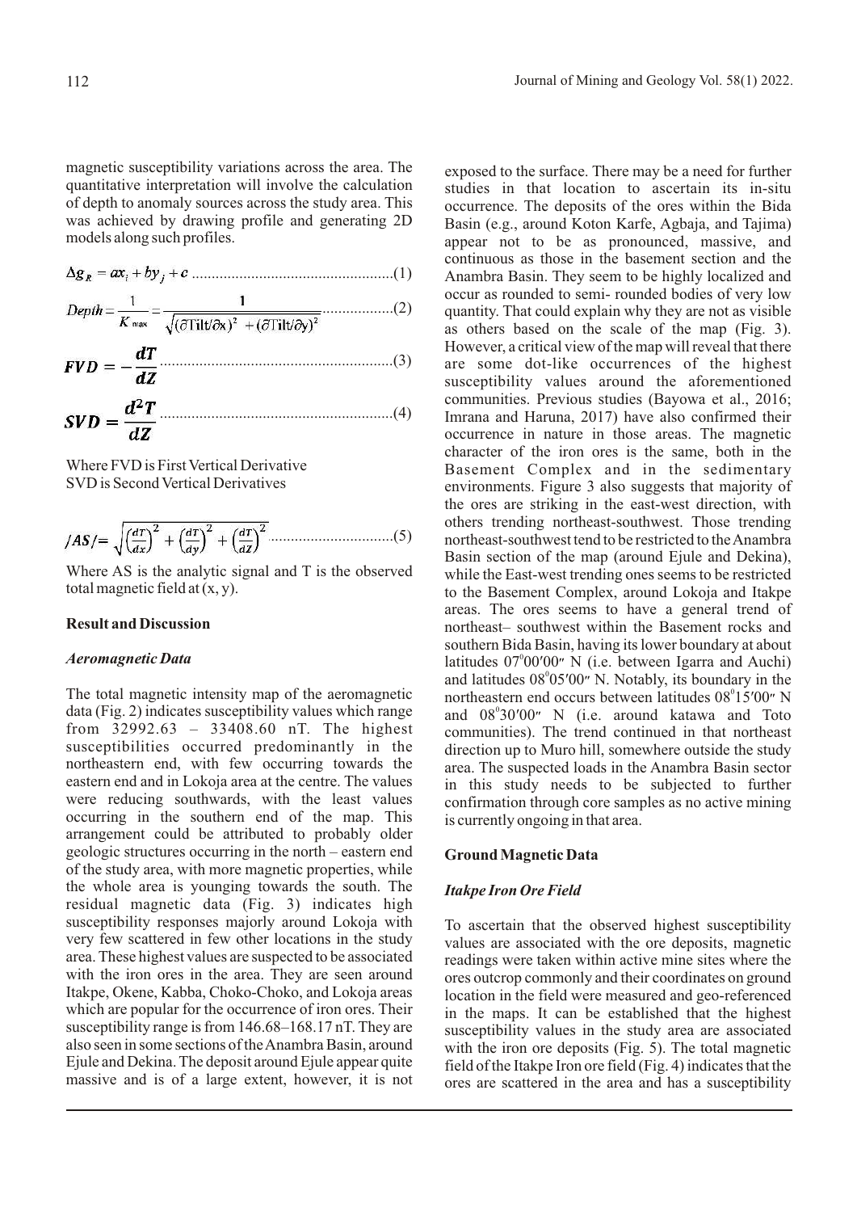magnetic susceptibility variations across the area. The quantitative interpretation will involve the calculation of depth to anomaly sources across the study area. This was achieved by drawing profile and generating 2D models along such profiles.

$$\Delta g_R = ax_i + by_j + c \quad (1)$$

$$Depth = \frac{1}{K_{max}} = \frac{1}{\sqrt{(\partial \text{Tilt}/\partial x)^2 + (\partial \text{Tilt}/\partial y)^2}} \quad (2)$$

$$FVD = -\frac{dT}{dZ} \quad (3)$$

$$SVD = \frac{d^2T}{dZ} \quad (4)$$

Where FVD is First Vertical Derivative
SVD is Second Vertical Derivatives

$$/AS/ = \sqrt{\left(\frac{dT}{dx}\right)^2 + \left(\frac{dT}{dy}\right)^2 + \left(\frac{dT}{dZ}\right)^2} \quad (5)$$

Where AS is the analytic signal and T is the observed total magnetic field at (x, y).

## Result and Discussion

### *Aeromagnetic Data*

The total magnetic intensity map of the aeromagnetic data (Fig. 2) indicates susceptibility values which range from 32992.63 – 33408.60 nT. The highest susceptibilities occurred predominantly in the northeastern end, with few occurring towards the eastern end and in Lokoja area at the centre. The values were reducing southwards, with the least values occurring in the southern end of the map. This arrangement could be attributed to probably older geologic structures occurring in the north – eastern end of the study area, with more magnetic properties, while the whole area is younging towards the south. The residual magnetic data (Fig. 3) indicates high susceptibility responses majorly around Lokoja with very few scattered in few other locations in the study area. These highest values are suspected to be associated with the iron ores in the area. They are seen around Itakpe, Okene, Kabba, Choko-Choko, and Lokoja areas which are popular for the occurrence of iron ores. Their susceptibility range is from 146.68–168.17 nT. They are also seen in some sections of the Anambra Basin, around Ejule and Dekina. The deposit around Ejule appear quite massive and is of a large extent, however, it is not exposed to the surface. There may be a need for further studies in that location to ascertain its in-situ occurrence. The deposits of the ores within the Bida Basin (e.g., around Koton Karfe, Agbaja, and Tajima) appear not to be as pronounced, massive, and continuous as those in the basement section and the Anambra Basin. They seem to be highly localized and occur as rounded to semi- rounded bodies of very low quantity. That could explain why they are not as visible as others based on the scale of the map (Fig. 3). However, a critical view of the map will reveal that there are some dot-like occurrences of the highest susceptibility values around the aforementioned communities. Previous studies (Bayowa et al., 2016; Imrana and Haruna, 2017) have also confirmed their occurrence in nature in those areas. The magnetic character of the iron ores is the same, both in the Basement Complex and in the sedimentary environments. Figure 3 also suggests that majority of the ores are striking in the east-west direction, with others trending northeast-southwest. Those trending northeast-southwest tend to be restricted to the Anambra Basin section of the map (around Ejule and Dekina), while the East-west trending ones seems to be restricted to the Basement Complex, around Lokoja and Itakpe areas. The ores seems to have a general trend of northeast– southwest within the Basement rocks and southern Bida Basin, having its lower boundary at about latitudes 07°00′00″ N (i.e. between Igarra and Auchi) and latitudes 08°05′00″ N. Notably, its boundary in the northeastern end occurs between latitudes 08°15′00″ N and 08°30′00″ N (i.e. around katawa and Toto communities). The trend continued in that northeast direction up to Muro hill, somewhere outside the study area. The suspected loads in the Anambra Basin sector in this study needs to be subjected to further confirmation through core samples as no active mining is currently ongoing in that area.

## Ground Magnetic Data

### *Itakpe Iron Ore Field*

To ascertain that the observed highest susceptibility values are associated with the ore deposits, magnetic readings were taken within active mine sites where the ores outcrop commonly and their coordinates on ground location in the field were measured and geo-referenced in the maps. It can be established that the highest susceptibility values in the study area are associated with the iron ore deposits (Fig. 5). The total magnetic field of the Itakpe Iron ore field (Fig. 4) indicates that the ores are scattered in the area and has a susceptibility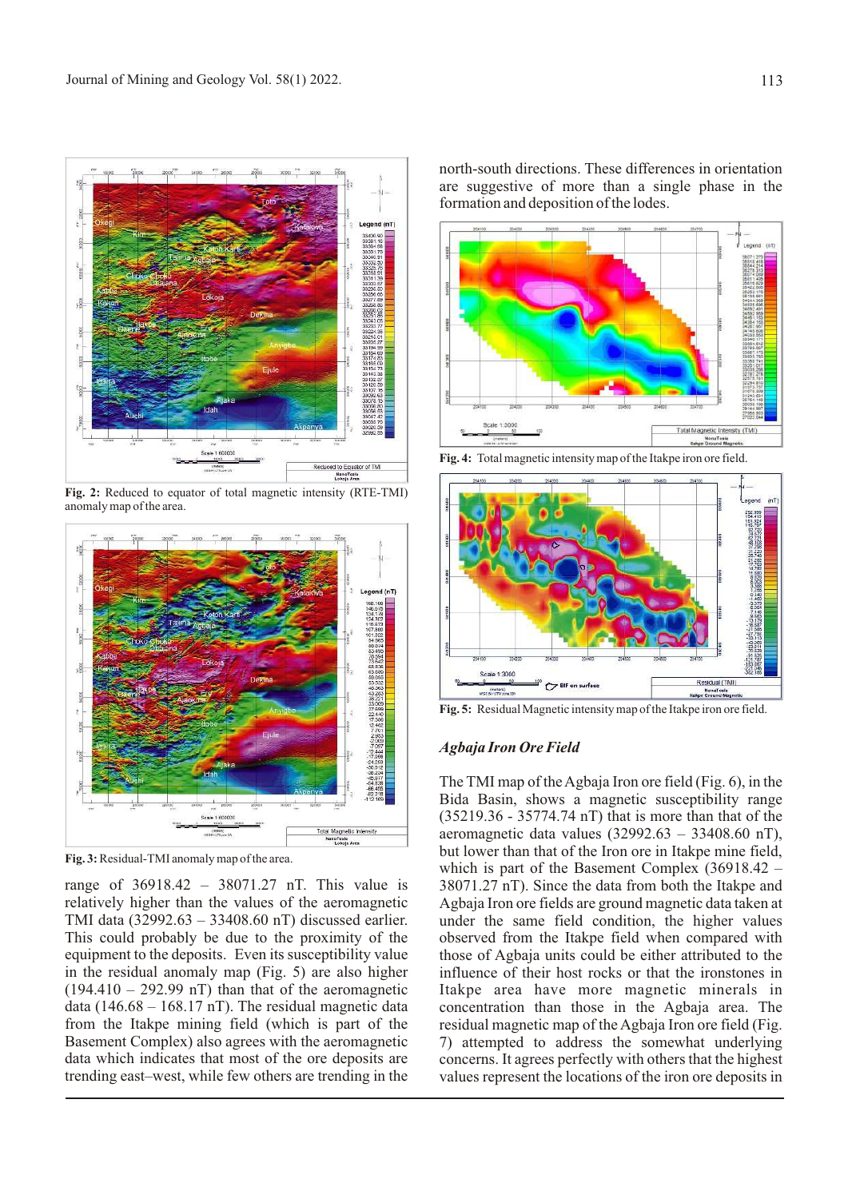**Fig. 2:** Reduced to equator of total magnetic intensity (RTE-TMI) anomaly map of the area.

**Fig. 3:** Residual-TMI anomaly map of the area.

range of 36918.42 – 38071.27 nT. This value is relatively higher than the values of the aeromagnetic TMI data (32992.63 – 33408.60 nT) discussed earlier. This could probably be due to the proximity of the equipment to the deposits. Even its susceptibility value in the residual anomaly map (Fig. 5) are also higher (194.410 – 292.99 nT) than that of the aeromagnetic data (146.68 – 168.17 nT). The residual magnetic data from the Itakpe mining field (which is part of the Basement Complex) also agrees with the aeromagnetic data which indicates that most of the ore deposits are trending east–west, while few others are trending in the north-south directions. These differences in orientation are suggestive of more than a single phase in the formation and deposition of the lodes.

**Fig. 4:** Total magnetic intensity map of the Itakpe iron ore field.

**Fig. 5:** Residual Magnetic intensity map of the Itakpe iron ore field.

### *Agbaja Iron Ore Field*

The TMI map of the Agbaja Iron ore field (Fig. 6), in the Bida Basin, shows a magnetic susceptibility range (35219.36 - 35774.74 nT) that is more than that of the aeromagnetic data values (32992.63 – 33408.60 nT), but lower than that of the Iron ore in Itakpe mine field, which is part of the Basement Complex (36918.42 – 38071.27 nT). Since the data from both the Itakpe and Agbaja Iron ore fields are ground magnetic data taken at under the same field condition, the higher values observed from the Itakpe field when compared with those of Agbaja units could be either attributed to the influence of their host rocks or that the ironstones in Itakpe area have more magnetic minerals in concentration than those in the Agbaja area. The residual magnetic map of the Agbaja Iron ore field (Fig. 7) attempted to address the somewhat underlying concerns. It agrees perfectly with others that the highest values represent the locations of the iron ore deposits in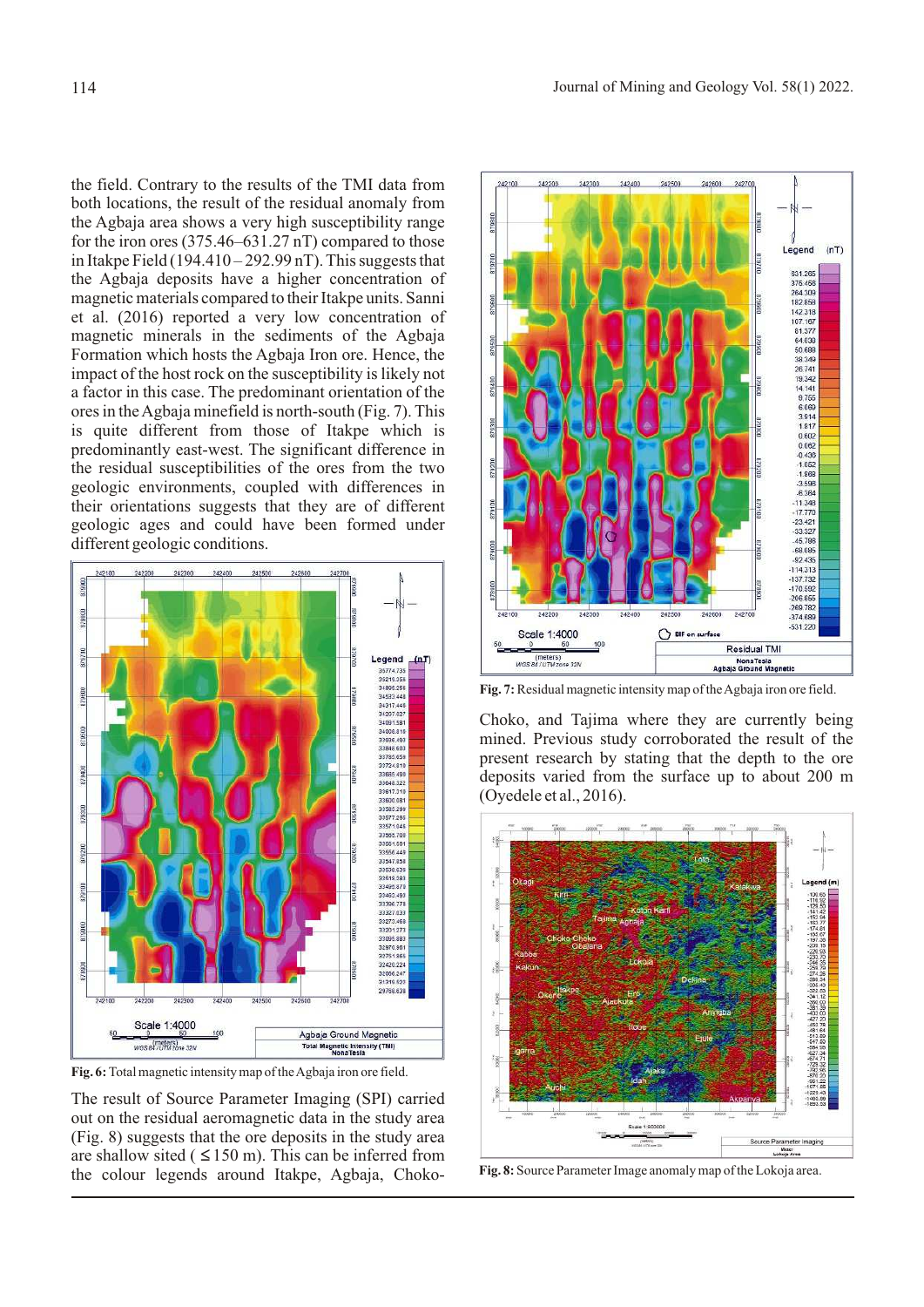the field. Contrary to the results of the TMI data from both locations, the result of the residual anomaly from the Agbaja area shows a very high susceptibility range for the iron ores (375.46–631.27 nT) compared to those in Itakpe Field (194.410 – 292.99 nT). This suggests that the Agbaja deposits have a higher concentration of magnetic materials compared to their Itakpe units. Sanni et al. (2016) reported a very low concentration of magnetic minerals in the sediments of the Agbaja Formation which hosts the Agbaja Iron ore. Hence, the impact of the host rock on the susceptibility is likely not a factor in this case. The predominant orientation of the ores in the Agbaja minefield is north-south (Fig. 7). This is quite different from those of Itakpe which is predominantly east-west. The significant difference in the residual susceptibilities of the ores from the two geologic environments, coupled with differences in their orientations suggests that they are of different geologic ages and could have been formed under different geologic conditions.

**Fig. 6:** Total magnetic intensity map of the Agbaja iron ore field.

The result of Source Parameter Imaging (SPI) carried out on the residual aeromagnetic data in the study area (Fig. 8) suggests that the ore deposits in the study area are shallow sited ( $\leq$ 150 m). This can be inferred from the colour legends around Itakpe, Agbaja, Choko-Choko, and Tajima where they are currently being mined. Previous study corroborated the result of the present research by stating that the depth to the ore deposits varied from the surface up to about 200 m (Oyedele et al., 2016).

**Fig. 7:** Residual magnetic intensity map of the Agbaja iron ore field.

**Fig. 8:** Source Parameter Image anomaly map of the Lokoja area.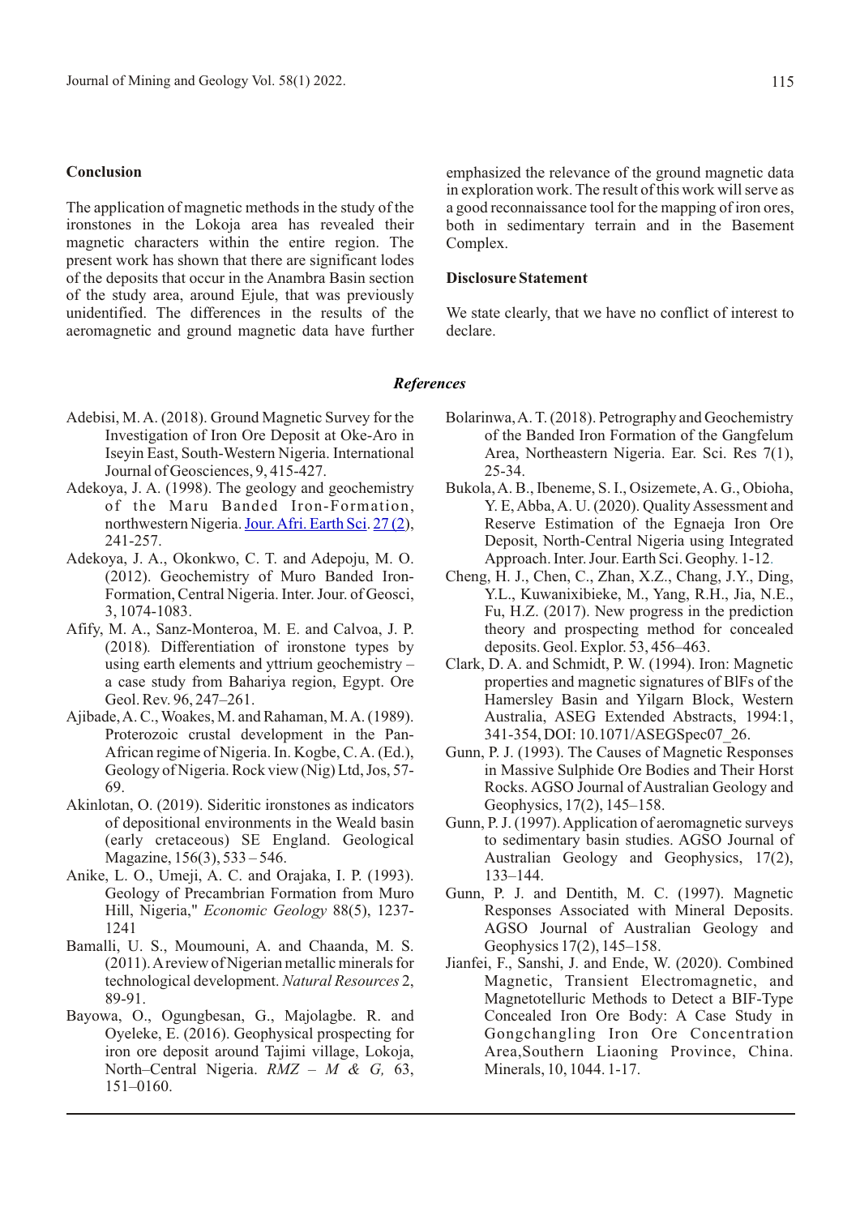## Conclusion

The application of magnetic methods in the study of the ironstones in the Lokoja area has revealed their magnetic characters within the entire region. The present work has shown that there are significant lodes of the deposits that occur in the Anambra Basin section of the study area, around Ejule, that was previously unidentified. The differences in the results of the aeromagnetic and ground magnetic data have further emphasized the relevance of the ground magnetic data in exploration work. The result of this work will serve as a good reconnaissance tool for the mapping of iron ores, both in sedimentary terrain and in the Basement Complex.

## Disclosure Statement

We state clearly, that we have no conflict of interest to declare.

## *References*

Adebisi, M. A. (2018). Ground Magnetic Survey for the Investigation of Iron Ore Deposit at Oke-Aro in Iseyin East, South-Western Nigeria. International Journal of Geosciences, 9, 415-427.

Adekoya, J. A. (1998). The geology and geochemistry of the Maru Banded Iron-Formation, northwestern Nigeria. Jour. Afri. Earth Sci. 27 (2), 241-257.

Adekoya, J. A., Okonkwo, C. T. and Adepoju, M. O. (2012). Geochemistry of Muro Banded Iron-Formation, Central Nigeria. Inter. Jour. of Geosci, 3, 1074-1083.

Afify, M. A., Sanz-Monteroa, M. E. and Calvoa, J. P. (2018). Differentiation of ironstone types by using earth elements and yttrium geochemistry – a case study from Bahariya region, Egypt. Ore Geol. Rev. 96, 247–261.

Ajibade, A. C., Woakes, M. and Rahaman, M. A. (1989). Proterozoic crustal development in the Pan-African regime of Nigeria. In. Kogbe, C. A. (Ed.), Geology of Nigeria. Rock view (Nig) Ltd, Jos, 57-69.

Akinlotan, O. (2019). Sideritic ironstones as indicators of depositional environments in the Weald basin (early cretaceous) SE England. Geological Magazine, 156(3), 533 – 546.

Anike, L. O., Umeji, A. C. and Orajaka, I. P. (1993). Geology of Precambrian Formation from Muro Hill, Nigeria," *Economic Geology* 88(5), 1237-1241

Bamalli, U. S., Moumouni, A. and Chaanda, M. S. (2011). A review of Nigerian metallic minerals for technological development. *Natural Resources* 2, 89-91.

Bayowa, O., Ogungbesan, G., Majolagbe. R. and Oyeleke, E. (2016). Geophysical prospecting for iron ore deposit around Tajimi village, Lokoja, North–Central Nigeria. *RMZ – M & G,* 63, 151–0160.

Bolarinwa, A. T. (2018). Petrography and Geochemistry of the Banded Iron Formation of the Gangfelum Area, Northeastern Nigeria. Ear. Sci. Res 7(1), 25-34.

Bukola, A. B., Ibeneme, S. I., Osizemete, A. G., Obioha, Y. E, Abba, A. U. (2020). Quality Assessment and Reserve Estimation of the Egnaeja Iron Ore Deposit, North-Central Nigeria using Integrated Approach. Inter. Jour. Earth Sci. Geophy. 1-12.

Cheng, H. J., Chen, C., Zhan, X.Z., Chang, J.Y., Ding, Y.L., Kuwanixibieke, M., Yang, R.H., Jia, N.E., Fu, H.Z. (2017). New progress in the prediction theory and prospecting method for concealed deposits. Geol. Explor. 53, 456–463.

Clark, D. A. and Schmidt, P. W. (1994). Iron: Magnetic properties and magnetic signatures of BlFs of the Hamersley Basin and Yilgarn Block, Western Australia, ASEG Extended Abstracts, 1994:1, 341-354, DOI: 10.1071/ASEGSpec07_26.

Gunn, P. J. (1993). The Causes of Magnetic Responses in Massive Sulphide Ore Bodies and Their Horst Rocks. AGSO Journal of Australian Geology and Geophysics, 17(2), 145–158.

Gunn, P. J. (1997). Application of aeromagnetic surveys to sedimentary basin studies. AGSO Journal of Australian Geology and Geophysics, 17(2), 133–144.

Gunn, P. J. and Dentith, M. C. (1997). Magnetic Responses Associated with Mineral Deposits. AGSO Journal of Australian Geology and Geophysics 17(2), 145–158.

Jianfei, F., Sanshi, J. and Ende, W. (2020). Combined Magnetic, Transient Electromagnetic, and Magnetotelluric Methods to Detect a BIF-Type Concealed Iron Ore Body: A Case Study in Gongchangling Iron Ore Concentration Area,Southern Liaoning Province, China. Minerals, 10, 1044. 1-17.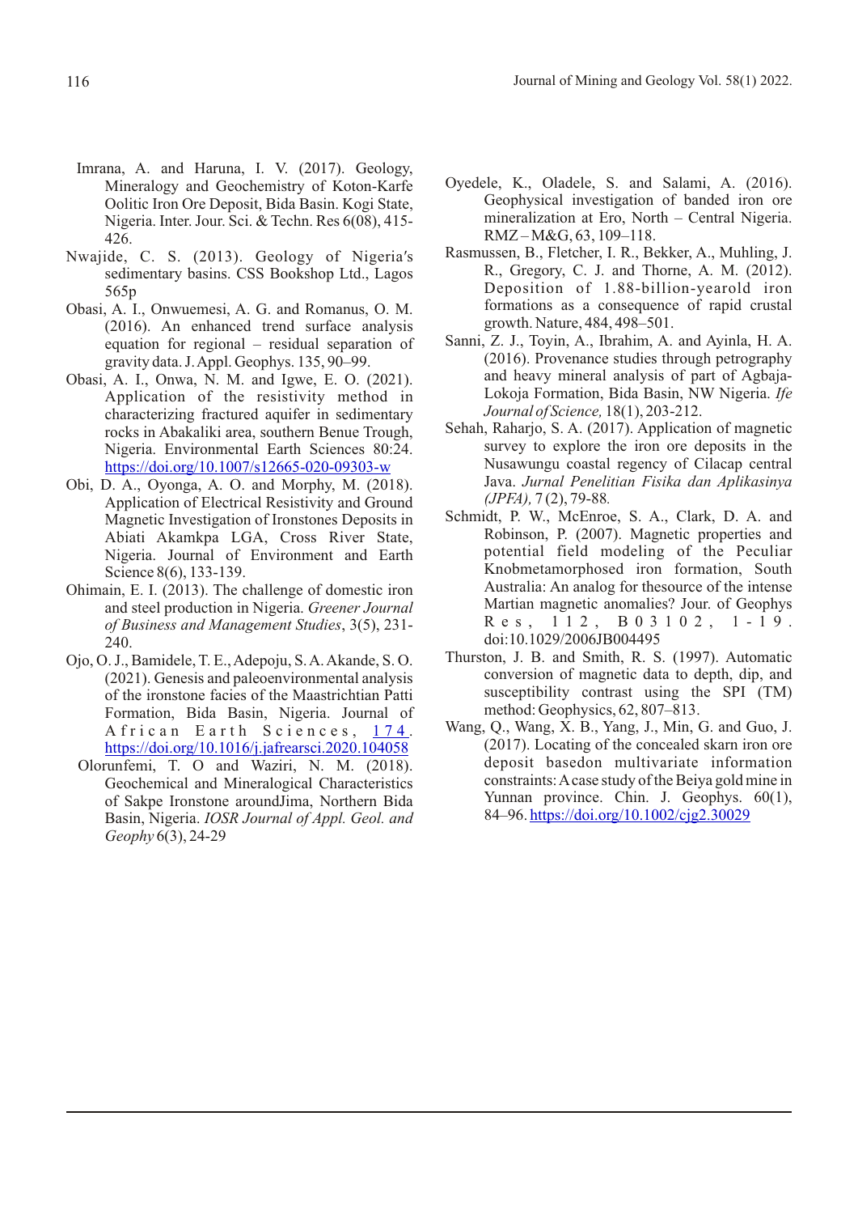Imrana, A. and Haruna, I. V. (2017). Geology, Mineralogy and Geochemistry of Koton-Karfe Oolitic Iron Ore Deposit, Bida Basin. Kogi State, Nigeria. Inter. Jour. Sci. & Techn. Res 6(08), 415-426.

Nwajide, C. S. (2013). Geology of Nigeria′s sedimentary basins. CSS Bookshop Ltd., Lagos 565p

Obasi, A. I., Onwuemesi, A. G. and Romanus, O. M. (2016). An enhanced trend surface analysis equation for regional – residual separation of gravity data. J. Appl. Geophys. 135, 90–99.

Obasi, A. I., Onwa, N. M. and Igwe, E. O. (2021). Application of the resistivity method in characterizing fractured aquifer in sedimentary rocks in Abakaliki area, southern Benue Trough, Nigeria. Environmental Earth Sciences 80:24. https://doi.org/10.1007/s12665-020-09303-w

Obi, D. A., Oyonga, A. O. and Morphy, M. (2018). Application of Electrical Resistivity and Ground Magnetic Investigation of Ironstones Deposits in Abiati Akamkpa LGA, Cross River State, Nigeria. Journal of Environment and Earth Science 8(6), 133-139.

Ohimain, E. I. (2013). The challenge of domestic iron and steel production in Nigeria. *Greener Journal of Business and Management Studies*, 3(5), 231-240.

Ojo, O. J., Bamidele, T. E., Adepoju, S. A. Akande, S. O. (2021). Genesis and paleoenvironmental analysis of the ironstone facies of the Maastrichtian Patti Formation, Bida Basin, Nigeria. Journal of African Earth Sciences, 174. https://doi.org/10.1016/j.jafrearsci.2020.104058

Olorunfemi, T. O and Waziri, N. M. (2018). Geochemical and Mineralogical Characteristics of Sakpe Ironstone aroundJima, Northern Bida Basin, Nigeria. *IOSR Journal of Appl. Geol. and Geophy* 6(3), 24-29

Oyedele, K., Oladele, S. and Salami, A. (2016). Geophysical investigation of banded iron ore mineralization at Ero, North – Central Nigeria. RMZ – M&G, 63, 109–118.

Rasmussen, B., Fletcher, I. R., Bekker, A., Muhling, J. R., Gregory, C. J. and Thorne, A. M. (2012). Deposition of 1.88-billion-yearold iron formations as a consequence of rapid crustal growth. Nature, 484, 498–501.

Sanni, Z. J., Toyin, A., Ibrahim, A. and Ayinla, H. A. (2016). Provenance studies through petrography and heavy mineral analysis of part of Agbaja-Lokoja Formation, Bida Basin, NW Nigeria. *Ife Journal of Science,* 18(1), 203-212.

Sehah, Raharjo, S. A. (2017). Application of magnetic survey to explore the iron ore deposits in the Nusawungu coastal regency of Cilacap central Java. *Jurnal Penelitian Fisika dan Aplikasinya (JPFA),* 7 (2), 79-88.

Schmidt, P. W., McEnroe, S. A., Clark, D. A. and Robinson, P. (2007). Magnetic properties and potential field modeling of the Peculiar Knobmetamorphosed iron formation, South Australia: An analog for thesource of the intense Martian magnetic anomalies? Jour. of Geophys Res, 112, B03102, 1-19. doi:10.1029/2006JB004495

Thurston, J. B. and Smith, R. S. (1997). Automatic conversion of magnetic data to depth, dip, and susceptibility contrast using the SPI (TM) method: Geophysics, 62, 807–813.

Wang, Q., Wang, X. B., Yang, J., Min, G. and Guo, J. (2017). Locating of the concealed skarn iron ore deposit basedon multivariate information constraints: A case study of the Beiya gold mine in Yunnan province. Chin. J. Geophys. 60(1), 84–96. https://doi.org/10.1002/cjg2.30029